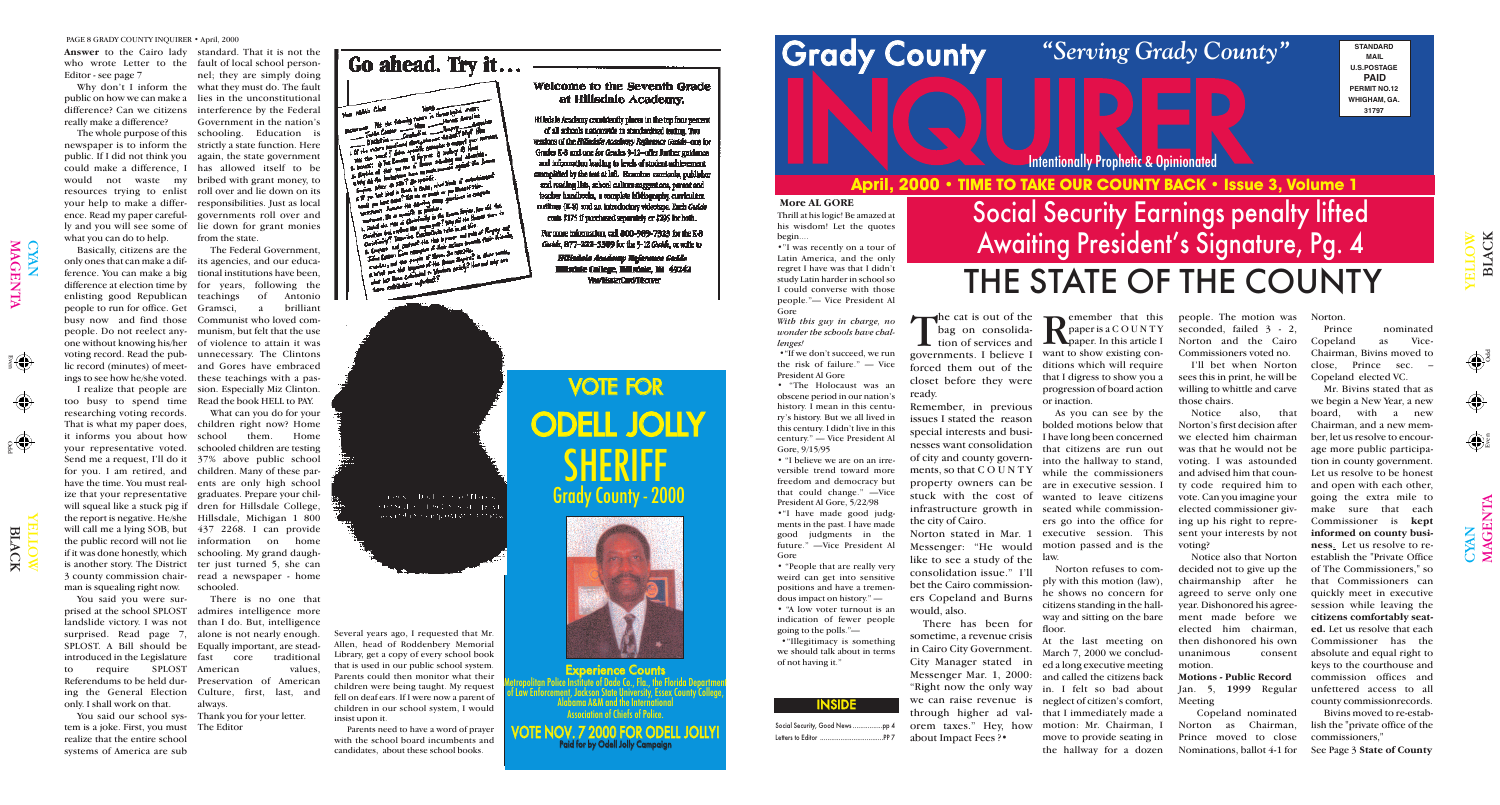**Answer** to the Cairo lady who wrote Letter to the Editor - see page 7

Why don't I inform the public on how we can make a difference? Can we citizens really make a difference?

The whole purpose of this newspaper is to inform the public. If I did not think you could make a difference, I would not waste my resources trying to enlist your help to make a difference. Read my paper carefully and you will see some of what you can do to help.

Basically, citizens are the only ones that can make a difference. You can make a big difference at election time by enlisting good Republican people to run for office. Get busy now and find those people. Do not reelect anyone without knowing his/her voting record. Read the public record (minutes) of meetings to see how he/she voted.

I realize that people are too busy to spend time researching voting records. That is what my paper does, it informs you about how your representative voted. Send me a request, I'll do it for you. I am retired, and have the time. You must realize that your representative will squeal like a stuck pig if the report is negative. He/she will call me a lying SOB, but the public record will not lie if it was done honestly, which is another story. The District 3 county commission chairman is squealing right now.

You said we were surprised at the school SPLOST landslide victory. I was not surprised. Read page 7, SPLOST. A Bill should be introduced in the Legislature to require SPLOST Referendums to be held during the General Election only. I shall work on that.

You said our school system is a joke. First, you must realize that the entire school systems of America are sub standard. That is not the fault of local school personnel; they are simply doing what they must do. The fault lies in the unconstitutional interference by the Federal Government in the nation's schooling. Education is strictly a state function. Here again, the state government has allowed itself to be bribed with grant money, to roll over and lie down on its responsibilities. Just as local governments roll over and lie down for grant monies from the state.

The Federal Government, its agencies, and our educational institutions have been, for years, following the teachings of Antonio Gramsci, a brilliant Communist who loved communism, but felt that the use of violence to attain it was unnecessary. The Clintons and Gores have embraced these teachings with a passion. Especially Miz Clinton. Read the book HELL to PAY.

What can you do for your children right now? Home school them. Home schooled children are testing 37% above public school children. Many of these parents are only high school graduates. Prepare your children for Hillsdale College, Hillsdale, Michigan 1 800 437 2268. I can provide information on home schooling. My grand daughter just turned 5, she can read a newspaper - home schooled.

There is no one that admires intelligence more than I do. But, intelligence alone is not nearly enough. Equally important, are steadfast core traditional American values, Preservation of American Culture, first, last, and always.

Thank you for your letter.
The Editor

## Go ahead. Try it...

### Welcome to the Seventh Grade at Hillsdale Academy.

Hillsdale Academy consistently places in the top four percent of all schools nationwide in standardized testing. Two versions of the *Hillsdale Academy Reference Guide*–one for Grades K-8 and one for Grades 9-12–offer further guidance and information leading to levels of student achievement unmatched by the test of all. Contains curricula, publisher and reading lists, school culture suggestions, parent and teacher handbooks, a complete bibliography, curriculum outlines (K-8) and an introductory videotape. Each Guide costs $175 if purchased separately or $295 for both.

For more information, call 800-989-7323 for the K-8 Guide, 877-323-3389 for the 9-12 Guide, or write to:

*Hillsdale Academy Reference Guide*
Hillsdale College, Hillsdale, MI 49242
VISA/MasterCard/Discover

# VOTE FOR ODELL JOLLY SHERIFF
## Grady County - 2000

**Experience Counts**
Metropolitan Police Institute of Dade Co., Fla., the Florida Department of Law Enforcement, Jackson State University, Essex County College, Alabama A&M and the International Association of Chiefs of Police.

**VOTE NOV. 7 2000 FOR ODELL JOLLY!**
Paid for by Odell Jolly Campaign

Several years ago, I requested that Mr. Allen, head of Roddenbery Memorial Library, get a copy of every school book that is used in our public school system. Parents could then monitor what their children were being taught. My request fell on deaf ears. If I were now a parent of children in our school system, I would insist upon it.

Parents need to have word of prayer with the school board incumbents and candidates, about these school books.

# Grady County INQUIRER
*"Serving Grady County"*

Intentionally Prophetic & Opinionated

STANDARD MAIL U.S.POSTAGE PAID PERMIT NO.12 WHIGHAM, GA. 31797

**April, 2000 • TIME TO TAKE OUR COUNTY BACK • Issue 3, Volume 1**

# Social Security Earnings penalty lifted Awaiting President's Signature, Pg. 4

# THE STATE OF THE COUNTY

### More AL GORE

Thrill at his logic! Be amazed at his wisdom! Let the quotes begin...

•"I was recently on a tour of Latin America, and the only regret I have was that I didn't study Latin harder in school so I could converse with those people."— Vice President Al Gore

*With this guy in charge, no wonder the schools have challenges!*

•"If we don't succeed, we run the risk of failure." — Vice President Al Gore

• "The Holocaust was an obscene period in our nation's history. I mean in this century's history. But we all lived in this century. I didn't live in this century." — Vice President Al Gore, 9/15/95

• "I believe we are on an irreversible trend toward more freedom and democracy but that could change." —Vice President Al Gore, 5/22/98

•"I have made good judgments in the past. I have made good judgments in the future." —Vice President Al Gore

• "People that are really very weird can get into sensitive positions and have a tremendous impact on history." —

• "A low voter turnout is an indication of fewer people going to the polls."—

• "Illegitimacy is something we should talk about in terms of not having it."

### INSIDE

Social Security, Good News ................pg 4
Letters to Editor ................................PP 7

The cat is out of the bag on consolidation of services and governments. I believe I forced them out of the closet before they were ready.

Remember, in previous issues I stated the reason special interests and businesses want consolidation of city and county governments, so that C O U N T Y property owners can be stuck with the cost of infrastructure growth in the city of Cairo.

Norton stated in Mar. 1 Messenger: "He would like to see a study of the consolidation issue." I'll bet the Cairo commissioners Copeland and Burns would, also.

There has been for sometime, a revenue crisis in Cairo City Government. City Manager stated in Messenger Mar. 1, 2000: "Right now the only way we can raise revenue is through higher ad valorem taxes." Hey, how about Impact Fees ?•

Remember that this paper is a C O U N T Y paper. In this article I want to show existing conditions which will require that I digress to show you a progression of board action or inaction.

As you can see by the bolded motions below that I have long been concerned that citizens are run out into the hallway to stand, while the commissioners are in executive session. I wanted to leave citizens seated while commissioners go into the office for executive session. This motion passed and is the law.

Norton refuses to comply with this motion (law), he shows no concern for citizens standing in the hallway and sitting on the bare floor.

At the last meeting on March 7, 2000 we concluded a long executive meeting and called the citizens back in. I felt so bad about neglect of citizen's comfort, that I immediately made a motion: Mr. Chairman, I move to provide seating in the hallway for a dozen people. The motion was seconded, failed 3 - 2, Norton and the Cairo Commissioners voted no.

I'll bet when Norton sees this in print, he will be willing to whittle and carve those chairs.

Notice also, that Norton's first decision after we elected him chairman was that he would not be voting. I was astounded and advised him that county code required him to vote. Can you imagine your elected commissioner giving up his right to represent your interests by not voting?

Notice also that Norton decided not to give up the chairmanship after he agreed to serve only one year. Dishonored his agreement made before we elected him chairman, then dishonored his own unanimous consent motion.

**Motions - Public Record**
Jan. 5, 1999 Regular Meeting

Copeland nominated Norton as Chairman, Prince moved to close Nominations, ballot 4-1 for Norton.

Prince nominated Copeland as Vice-Chairman, Bivins moved to close, Prince sec. – Copeland elected VC.

Mr. Bivins stated that as we begin a New Year, a new board, with a new Chairman, and a new member, let us resolve to encourage more public participation in county government. Let us resolve to be honest and open with each other, going the extra mile to make sure that each Commissioner is **kept informed on county business.** Let us resolve to re-establish the "Private Office of The Commissioners," so that Commissioners can quickly meet in executive session while leaving the **citizens comfortably seated.** Let us resolve that each Commissioner has the absolute and equal right to keys to the courthouse and commission offices and unfettered access to all county commissionrecords.

Bivins moved to re-establish the "private office of the commissioners,"

See Page 3 **State of County**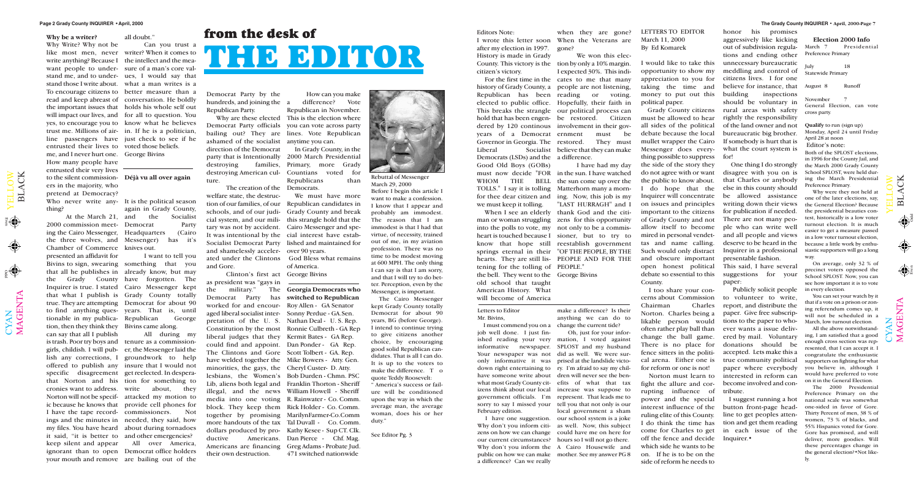### Why be a writer?

Why Write? Why not be like most men, never write anything? Because I want people to understand me, and to understand those I write about. To encourage citizens to read and keep abreast of the important issues that will impact our lives, and yes, to encourage you to trust me. Millions of airline passengers have entrusted their lives to me, and I never hurt one. How many people have entrusted their very lives to the silent commissioners in the majority, who pretend at Democracy? Who never write anything?

At the March 21, 2000 commission meeting the Cairo Messenger, the three wolves, and Chamber of Commerce presented an affidavit for Bivins to sign, swearing that all he publishes in the Grady County Inquirer is true. I stated that what I publish is true. They are attempting to find anything questionable in my publication, then they think they can say that all I publish is trash. Poor try boys and girls, childish. I will publish any corrections, I offered to publish any specific disagreement that Norton and his cronies want to address. Norton will not be specific because he knows that I have the tape recordings and the minutes in my files. You have heard it said, "it is better to keep silent and appear ignorant than to open your mouth and remove all doubt."

Can you trust a writer? When it comes to the intellect and the measure of a man's core values, I would say that what a man writes is a better measure than a conversation. He boldly holds his whole self out for all to question. You know what he believes in. If he is a politician, just check to see if he voted those beliefs.

George Bivins

### Déjà vu all over again

It is the political season again in Grady County, and the Socialist Democrat Party Headquarters (Cairo Messenger) has it's knives out.

I want to tell you something that you already know, but may have forgotten. The Cairo Messenger kept Grady County totally Democrat for about 90 years. That is, until Republican George Bivins came along.

All during my tenure as a commissioner, the Messenger laid the groundwork to help insure that I would not get reelected. In desperation for something to write about, they attacked my motion to provide cell phones for commissioners. Not needed, they said, how about during tornadoes and other emergencies?

All over America, Democrat office holders are bailing out of the Democrat Party by the hundreds, and joining the Republican Party.

# from the desk of THE EDITOR

Why are these elected Democrat Party officials bailing out? Why are they ashamed of the socialist direction of the Democrat party that is Intentionally destroying families, destroying American culture.

The creation of the welfare state, the destruction of our families, of our schools, and of our judicial system, and our military was not by accident. It was intentional by the Socialist Democrat Party and shamelessly accelerated under the Clintons and Gore.

Clinton's first act as president was "gays in the military." The Democrat Party has worked for and encouraged liberal socialist interpretation of the U. S. Constitution by the most liberal judges that they could find and appoint. The Clintons and Gore have welded together the minorities, the gays, the lesbians, the Women's Lib, aliens both legal and illegal, and the news media into one voting block. They keep them together by promising more handouts of the tax dollars produced by productive Americans. Americans are financing their own destruction.

How can you make a difference? Vote Republican in November. This is the election where you can vote across party lines. Vote Republican anytime you can.

In Grady County, in the 2000 March Presidential Primary, more Grady Countians voted for Republicans than Democrats.

We must have more Republican candidates in Grady County and break this strangle hold that the Cairo Messenger and special interest have established and maintained for over 90 years.

God Bless what remains of America.

George Bivins

**Georgia Democrats who switched to Republican**

Roy Allen - GA Senator
Sonny Perdue - GA.Sen.
Nathan Deal - U. S. Rep.
Ronnie Culbreth - GA Rep
Kermit Bates - GA Rep.
Dan Ponder - GA Rep.
Scott Tolbert - GA. Rep.
Mike Bowers - Atty. Gen.
Cheryl Custer- D. Atty.
Bob Durden - Chmn. PSC
Franklin Thorton - Sheriff
William Howell - Sheriff
R. Rainwater - Co. Comm.
Rick Holder - Co. Comm.
MarilynFarmer-Co.Comm
Tal Duvall - Co. Comm.
Kathy Kesee - Sup CT. Clk.
Dan Pierce - Chf. Mag.
Greg Adams - Probate Jud.
471 switched nationwide

Rebuttal of Messenger
March 29, 2000

Before I begin this article I want to make a confession. I know that I appear and probably am immodest. The reason that I am immodest is that I had that virtue, of necessity, trained out of me, in my aviation profession. There was no time to be modest moving at 600 MPH. The only thing I can say is that I am sorry, and that I will try to do better. Perception, even by the Messenger, is important.

The Cairo Messenger kept Grady County totally Democrat for about 90 years, BG (before George). I intend to continue trying to give citizens another choice, by encouraging good solid Republican candidates. That is all I can do. It is up to the voters to make the difference. T o quote Teddy Roosevelt: " America's success or failure will be conditioned upon the way in which the average man, the average woman, does his or her duty."

See Editor Pg. 3

---

Editors Note:

I wrote this letter soon after my election in 1997. History is made in Grady County. This victory is the citizen's victory.

For the first time in the history of Grady County, a Republican has been elected to public office. This breaks the strangle hold that has been engendered by 120 continous years of a Democrat Governor in Georgia. The Liberal Socialist Democrats (LSDs) and the Good Old Boys (GOBs) must now decide "FOR WHOM THE BELL TOLLS." I say it is tolling for the dear citizen and we must keep it tolling.

When I see an elderly man or woman struggling into the polls to vote, my heart is touched because I know that hope still springs eternal in their hearts. They are still listening for the tolling of the bell. They went to the old school that taught American History. What will become of America when they are gone? When the Veterans are gone?

We won this election by only a 10% margin. I expected 30%. This indicates to me that many people are not listening, reading or voting. Hopefully, their faith in our political process can be restored. Citizen involvement in their government must be restored. They must believe that they can make a difference.

I have had my day in the sun. I have watched the sun come up over the Matterhorn many a morning. Now, this job is my "LAST HURRAGH" and I thank God and the citizens for this opportunity not only to be a commissioner, but to try to reestablish government "OF THE PEOPLE, BY THE PEOPLE AND FOR THE PEOPLE."

George Bivins

Letters to Editor
Mr. Bivins,

I must commend you on a job well done. I just finished reading your very informative newspaper. Your newspaper was not only informative it was down right entertaining to have someone write about what most Grady County citizens think about our local government officials. I'm sorry to say I missed your February edition.

I have one suggestion. Why don't you inform citizens on how we can change our current circumstances? Why don't you inform the public on how we can make a difference? Can we really make a difference? Is their anything we can do to change the current tide?

Oh, just for your information, I voted against SPLOST and my husband did as well. We were surprised at the landslide victory. I'm afraid to say my children will never see the benefits of what that tax increase was suppose to represent. That leads me to tell you that not only is our local government a sham our school system is a joke as well. Now, this subject could have me on here for hours so I will not go there.

A Cairo Housewife and mother. See my answer PG 8

LETTERS TO EDITOR
March 11, 2000
By Ed Komarek

I would like to take this opportunity to show my appreciation to you for taking the time and money to put out this political paper.

Grady County citizens must be allowed to hear all sides of the political debate because the local mullet wrapper the Cairo Messenger does everything possible to suppress the side of the story they do not agree with or want the public to know about. I do hope that the Inquirer will concentrate on issues and principles important to the citizens of Grady County and not allow itself to become mired in personal vendettas and name calling. Such would only distract and obscure important open honest political debate so essential to this County.

I too share your concerns about Commission Chairman Charles Norton. Charles being a likable person would often rather play ball than change the ball game. There is no place for fence sitters in the political arena. Either one is for reform or one is not!

Norton must learn to fight the allure and corrupting influence of power and the special interest influence of the ruling elite of this County. I do think the time has come for Charles to get off the fence and decide which side he wants to be on. If he is to be on the side of reform he needs to honor his promises aggressively like kicking out of subdivision regulations and ending other unnecessary bureaucratic meddling and control of citizens lives. I for one believe for instance, that building inspections should be voluntary in rural areas with safety rightly the responsibility of the land owner and not bureaucratic big brother. If somebody is hurt that is what the court system is for!

One thing I do strongly disagree with you on is that Charles or anybody else in this county should be allowed assistance writing down their views for publication if needed. There are not many people who can write well and all people and views deserve to be heard in the Inquirer in a professional presentable fashion.

This said, I have several suggestions for your paper:

Publicly solicit people to volunteer to write, report, and distribute the paper. Give free subscriptions to the paper to whoever wants a issue delivered by mail. Voluntary donations should be accepted. Lets make this a true community political paper where everybody interested in reform can become involved and contribute.

I suggest running a hot button front-page headline to get peoples attention and get them reading in each issue of the Inquirer.•

**Election 2000 Info**

March 7 Presidential Preference Primary

July 18 Statewide Primary

August 8 Runoff

November 7 General Election, can vote cross party.

**Qualify** to run (sign up) Monday, April 24 until Friday April 28 at noon

Editor's note:

Both of the SPLOST elections, in 1996 for the County Jail, and the March 2000 Grady County School SPLOST, were held during the March Presidential Preference Primary.

Why were they not held at one of the later elections, say, the General Election? Because the presidential beauties contest, historically is a low voter turnout election. It is much easier to get a measure passed in a low voter turnout election, because a little work by enthusiastic supporters will go a long way.

On average, only 32 % of precinct voters opposed the School SPLOST. Now, you can see how important it is to vote in every election.

You can set your watch by it that if a vote on a prison or zoning referendum comes up, it will not be scheduled in a March, low turnout election.

All the above notwithstanding, I am satisfied that a good enough cross section was represented, that I can accept it. I congratulate the enthusiastic supporters on fighting for what you believe in, although I would have preferred to vote on it in the General Election.

The 2000 Presidential Preference Primary on the national scale was somewhat one-sided in favor of Gore. Thirty Percent of men, 38 % of women, 73 % of blacks, and 55% Hispanics voted for Gore. Gore has promised, and will deliver, more goodies. Will these percentage change in the general election?•Not likely.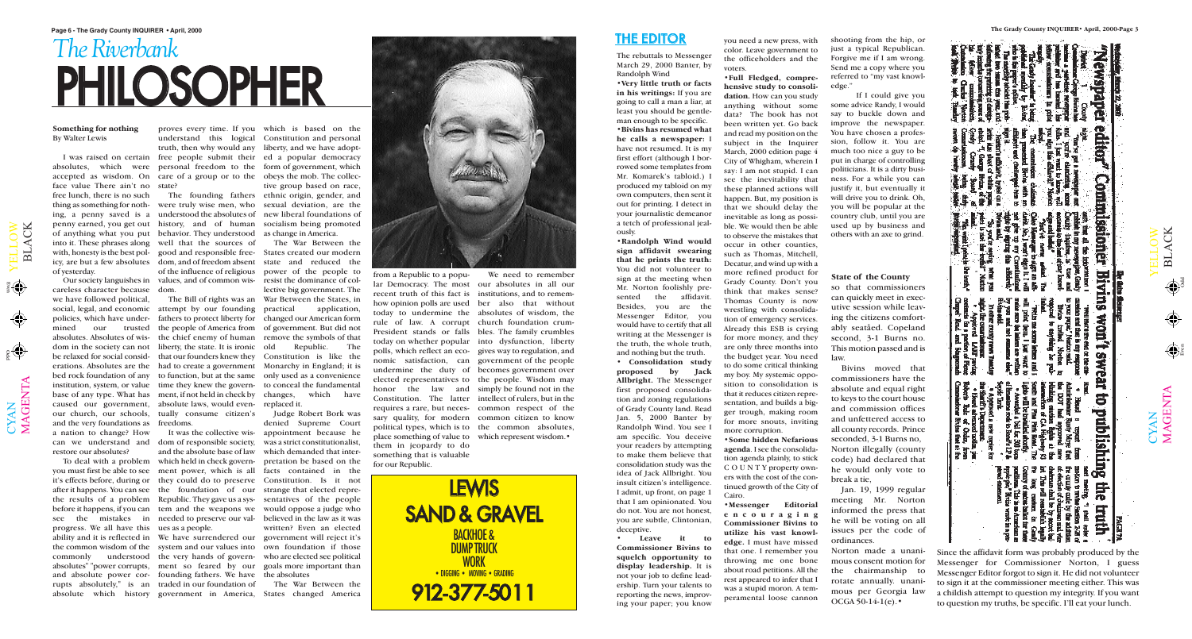# The Riverbank PHILOSOPHER

## Something for nothing

By Walter Lewis

I was raised on certain absolutes, which were accepted as wisdom. On face value There ain't no free lunch, there is no such thing as something for nothing, a penny saved is a penny earned, you get out of anything what you put into it. These phrases along with, honesty is the best policy, are but a few absolutes of yesterday.

Our society languishes in careless character because we have followed political, social, legal, and economic policies, which have undermined our trusted absolutes. Absolutes of wisdom in the society can not be relaxed for social considerations. Absolutes are the bed rock foundation of any institution, system, or value base of any type. What has caused our government, our church, our schools, and the very foundations as a nation to change? How can we understand and restore our absolutes?

To deal with a problem you must first be able to see it's effects before, during or after it happens. You can see the results of a problem before it happens, if you can see the mistakes in progress. We all have this ability and it is reflected in the common wisdom of the commonly understood absolutes" "power corrupts, and absolute power corrupts absolutely," is an absolute which history proves every time. If you understand this logical truth, then why would any free people submit their personal freedom to the care of a group or to the state?

The founding fathers were truly wise men, who understood the absolutes of history, and of human behavior. They understood well that the sources of good and responsible freedom, and of freedom absent of the influence of religious values, and of common wisdom.

The Bill of rights was an attempt by our founding fathers to protect liberty for the people of America from the chief enemy of human liberty, the state. It is ironic that our founders knew they had to create a government to function, but at the same time they knew the government, if not held in check by absolute laws, would eventually consume citizen's freedoms.

It was the collective wisdom of responsible society, and the absolute base of law which held in check government power, which is all they could do to preserve the foundation of our Republic. They gave us a system and the weapons we needed to preserve our values as a people.

We have surrendered our system and our values into the very hands of government so feared by our founding fathers. We have traded in our foundation of government in America, which is based on the Constitution and personal liberty, and we have adopted a popular democracy form of government, which obeys the mob. The collective group based on race, ethnic origin, gender, and sexual deviation, are the new liberal foundations of socialism being promoted as change in America.

The War Between the States created our modern state and reduced the power of the people to resist the dominance of collective big government. The War Between the States, in practical application, changed our American form of government. But did not remove the symbols of that old Republic. The Constitution is like the Monarchy in England; it is only used as a convenience to conceal the fundamental changes, which have replaced it.

Judge Robert Bork was denied Supreme Court appointment because he was a strict constitutionalist, which demanded that interpretation be based on the facts contained in the Constitution. Is it not strange that elected representatives of the people would oppose a judge who believed in the law as it was written? Even an elected government will reject it's own foundation if those who are elected see political goals more important than the absolutes

The War Between the States changed America from a Republic to a popular Democracy. The most recent truth of this fact is how opinion polls are used today to undermine the rule of law. A corrupt President stands or falls today on whether popular polls, which reflect an economic satisfaction, can undermine the duty of elected representatives to honor the law and Constitution. The latter requires a rare, but necessary quality, for modern political types, which is to place something of value to them in jeopardy to do something that is valuable for our Republic.

We need to remember our absolutes in all our institutions, and to remember also that without absolutes of wisdom, the church foundation crumbles. The family crumbles into dysfunction, liberty gives way to regulation, and government of the people becomes government over the people. Wisdom may simply be found not in the intellect of rulers, but in the common respect of the common citizen to know the common absolutes, which represent wisdom.•

LEWIS SAND & GRAVEL
BACKHOE & DUMP TRUCK WORK
• DIGGING • MOVING • GRADING
912-377-5011

## THE EDITOR

The rebuttals to Messenger March 29, 2000 Banter, by Randolph Wind

**•Very little truth or facts in his writings:** If you are going to call a man a liar, at least you should be gentleman enough to be specific.

**•Bivins has resumed what he calls a newspaper:** I have not resumed. It is my first effort (although I borrowed some templates from Mr. Romarek's tabloid.) I produced my tabloid on my own computers, then sent it out for printing. I detect in your journalistic demeanor a tetch of professional jealously.

**•Randolph Wind would sign affidavit swearing that he prints the truth:** You did not volunteer to sign at the meeting when Mr. Norton foolishly presented the affidavit. Besides, you are the Messenger Editor, you would have to certify that all writing at the Messenger is the truth, the whole truth, and nothing but the truth.

**• Consolidation study proposed by Jack Allbright.** The Messenger first proposed consolidation and zoning regulations of Grady County Land. Read Jan. 5, 2000 Banter by Randolph Wind. You see I am specific. You deceive your readers by attempting to make them believe that consolidation study was the idea of Jack Allbright. You insult citizen's intelligence. I admit, up front, on page 1 that I am opinionated. You do not. You are not honest, you are subtle, Clintonian, deceptive.

**• Leave it to Commissioner Bivins to squelch opportunity to display leadership.** It is not your job to define leadership. Turn your talents to reporting the news, improving your paper; you know you need a new press, with color. Leave government to the officeholders and the voters.

**•Full Fledged, comprehensive study to consolidation.** How can you study anything without some data? The book has not been written yet. Go back and read my position on the subject in the Inquirer March, 2000 edition page 4 City of Whigham, wherein I say: I am not stupid. I can see the inevitability that these planned actions will happen. But, my position is that we should delay the inevitable as long as possible. We would then be able to observe the mistakes that occur in other counties, such as Thomas, Mitchell, Decatur, and wind up with a more refined product for Grady County. Don't you think that makes sense? Thomas County is now wrestling with consolidation of emergency services. Already this ESB is crying for more money, and they are only three months into the budget year. You need to do some critical thinking my boy. My systemic opposition to consolidation is that it reduces citizen representation, and builds a bigger trough, making room for more snouts, inviting more corruption.

**•Some hidden Nefarious agenda**. I see the consolidation agenda plainly, to stick C O U N T Y property owners with the cost of the continued growth of the City of Cairo.

**•Messenger Editorial e n c o u r a g i n g Commissioner Bivins to utilize his vast knowledge.** I must have missed that one. I remember you throwing me one bone about road petitions. All the rest appeared to infer that I was a stupid moron. A temperamental loose cannon shooting from the hip, or just a typical Republican. Forgive me if I am wrong. Send me a copy where you referred to "my vast knowledge."

If I could give you some advice Randy, I would say to buckle down and improve the newspaper. You have chosen a profession, follow it. You are much too nice a guy to be put in charge of controlling politicians. It is a dirty business. For a while you can justify it, but eventually it will drive you to drink. Oh, you will be popular at the country club, until you are used up by business and others with an axe to grind.

### State of the County

so that commissioners can quickly meet in executive session while leaving the citizens comfortably seated. Copeland second, 3-1 Burns no. This motion passed and is law.

Bivins moved that commissioners have the absolute and equal right to keys to the court house and commission offices and unfettered access to all county records. Prince seconded, 3-1 Burns no, Norton illegally (county code) had declared that he would only vote to break a tie,

Jan. 19, 1999 regular meeting Mr. Norton informed the press that he will be voting on all issues per the code of ordinances.

Norton made a unanimous consent motion for the chairmanship to rotate annually. unanimous per Georgia law OCGA 50-14-1(e).•

"Newspaper editor" Commissioner Bivins won't swear to publishing the truth

Since the affidavit form was probably produced by the Messenger for Commissioner Norton, I guess Messenger Editor forgot to sign it. He did not volunteer to sign it at the commissioner meeting either. This was a childish attempt to question my integrity. If you want to question my truths, be specific. I'll eat your lunch.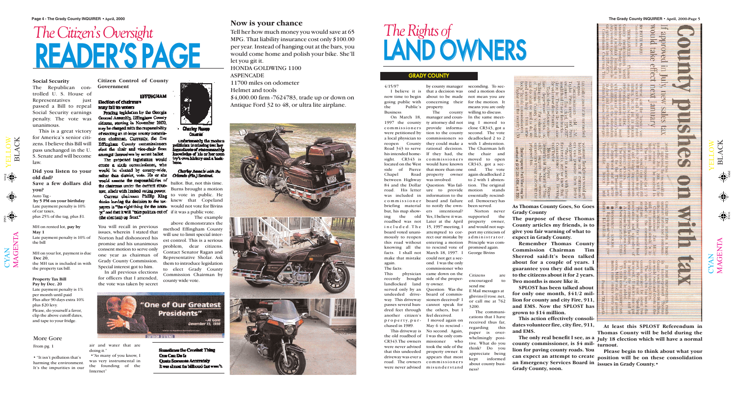# The Citizen's Oversight READER'S PAGE

### Social Security

The Republican controlled U. S. House of Representatives just passed a Bill to repeal Social Security earnings penalty. The vote was unanimous.

This is a great victory for America's senior citizens. I believe this Bill will pass unchanged in the U. S. Senate and will become law.

### Did you listen to your old dad?

**Save a few dollars did you?**

Auto Tag -
**by 5 PM on your birthday**
Late payment penalty is 10% of car taxes,
plus 25% of the tag, plus $1.

MH on rented lot, **pay by May 1**
Late payment penalty is 10% of the bill

MH on your lot, payment is due **Dec 20**,
the MH tax is included in with the property tax bill.

**Property Tax Bill**
**Pay by Dec. 20**
Late payment penalty is 1% per month until paid
Plus after 90 days extra 10% plus $20 levy.
Please, do yourself a favor, clip the above cutoff dates, and tape to your fridge.

### More Gore

From pg. 1

• "It isn't pollution that's harming the environment. It's the impurities in our air and water that are doing it."

• "As many of you know, I was very instrumental in the founding of the Internet"

### Citizen Control of County Government

**EFFINGHAM**

**Election of chairman may fall to voters**

Pending legislation by the Georgia General Assembly, Effingham County citizens, starting in November 2000, may be charged with the responsibility of electing an at-large county commission chairman. Currently, the five Effingham County commissioners elect the chair and vice-chair from amongst themselves by secret ballot.

The proposed legislation would create a sixth commissioner, who would be elected by county-wide, rather than district, vote. He or she would assume the responsibilities of the chairman under the current structure, albeit with limited voting power.

Current chairman Phillip King thinks having the decision to the taxpayers is "the right thing for the county" and that it will "take politics out of (the election) up front."

Charley Reese
Council

Unfortunately the modern politician is missing two key ingredients of statesmanship knowledge of his or her country's own history and a backbone.

*Charley Reese is with the Orlando (Fla.) Sentinel.*

You will recall in previous issues, wherein I stated that Norton had dishonored his promise and his unanimous consent motion to serve only one year as chairman of Grady County Commission. Special interest got to him.

In all previous elections for officers that I attended, the vote was taken by secret ballot. But, not this time. Burns brought a motion to vote in public. He knew that Copeland would not vote for Bivins if it was a public vote.

The example above demonstrates the method Effingham County will use to limit special interest control. This is a serious problem, dear citizens. Contact Senator Ragan and Representative Sholar. Ask them to introduce legislation to elect Grady County Commission Chairman by county wide vote.

"One of Our Greatest Presidents" —Al Gore December 15, 1998

Sometimes the Cruelest Thing One Can Do Is Quote Someone Accurately
It was almost the billboard that wasn't.

## Now is your chance

Tell her how much money you would save at 65 MPG. That liability insurance cost only $100.00 per year. Instead of hanging out at the bars, you would come home and polish your bike. She'll let you git it.

HONDA GOLDWING 1100
ASPENCADE
11700 miles on odometer
Helmet and tools
$4,000.00 firm -7624783, trade up or down on Antique Ford 32 to 48, or ultra lite airplane.

# The Rights of LAND OWNERS

**GRADY COUNTY**

4/15/97

I believe it is now time to begin going public with the Public's Business:

On March 18, 1997 the county commissioners were petitioned by a local physician to reopen County Road 343 to serve his intended homesight. CR343 is located on the West side of Pierce Chapel Road between Highway 84 and the Dollar road. His letter was included in commissioner briefing material but, his map showing the old roadbed was not included. The board voted unanimously to reopen this road without knowing all the facts. I shall not make that mistake again.

The facts:

This physician recently bought landlocked land served only by an undeeded driveway. This driveway passes several hundred feet through another citizen's property, purchased in 1989.

This driveway is the old roadbed of CR343. The owners were never advised that this undeeded driveway was ever a road. The owners were never advised by county manager that a decision was about to be made concerning their property.

The county manager and county attorney did not provide information to the commissioners so they could make a rational decision. If they had, the commissioners would have known that more than one property owner was involved.

Question: Was failure to provide information to the board and failure to notify the owners intentional? Yes, I believe it was. Later at the April 15, 1997 meeting, I attempted to correct our mistake by entering a motion to rescind vote of March 18, 1997. I could not get a second. I was the only commissioner who came down on the side of the property owner.

Question: Was the board of commissioners deceived? I cannot speak for the others, but I feel deceived.

I moved again on May 6 to rescind - No second. Again, I was the only commissioner who took the side of the property owner. It appears that most commissioners misunderstand seconding. To second a motion does not mean you are for the motion. It means you are willing to discuss. In the same meeting I moved to close CR343, got a second. The vote deadlocked 2 to 2 with 1 abstention. The Chairman left the chair and moved to open CR343, got a second. The vote again deadlocked 2 to 2 with 1 abstention. The original motion stands essentially rescinded. Democracy has been served.

Norton never supported the property owner, and would not support my criticism of administrator. Principle was compromised again.
George Bivins

Citizens are encouraged to send me E Mail messages at gbivins@rose.net, or call me at 762 3200.

The communications that I have received thus far, regarding this paper is overwhelmingly positive. What do you think? Do you appreciate being kept informed about county business?

**As Thomas County Goes, So Goes Grady County**

**The purpose of these Thomas County articles my friends, is to give you fair warning of what to expect in Grady County.**

**Remember Thomas County Commission Chairman Tim Sherrod said:It's been talked about for a couple of years. I guarantee you they did not talk to the citizens about it for 2 years. Two months is more like it.**

**SPLOST has been talked about for only one month, $41/2 million for county and city Fire, 911, and EMS. Now the SPLOST has grown to $14 million.**

**This action effectively consolidates volunteer fire, city fire, 911, and EMS.**

**The only real benefit I see, as a county commissioner, is $4 million for paving county roads. You can expect an attempt to create an Emergency Services Board in Grady County, soon.**

**At least this SPLOST Referendum in Thomas County will be held during the July 18 election which will have a normal turnout.**

**Please begin to think about what your position will be on these consolidation issues in Grady County.•**

# County pushes on with tax

## If approved in July, new sales tax would take effect next January